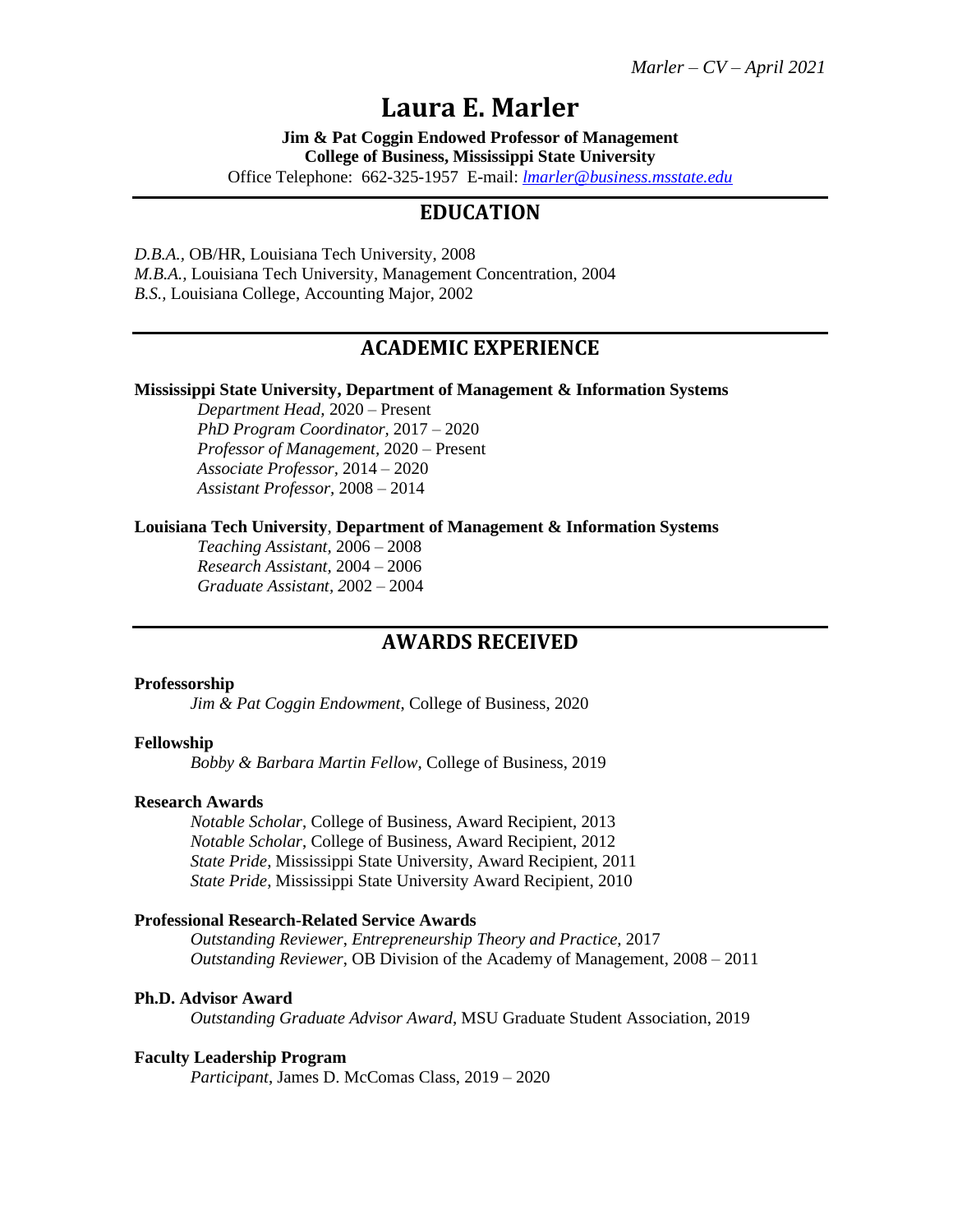# Laura E. Marler

**Jim & Pat Coggin Endowed Professor of Management**
**College of Business, Mississippi State University**
Office Telephone: 662-325-1957 E-mail: lmarler@business.msstate.edu

## EDUCATION

*D.B.A.*, OB/HR, Louisiana Tech University, 2008
*M.B.A.*, Louisiana Tech University, Management Concentration, 2004
*B.S.*, Louisiana College, Accounting Major, 2002

## ACADEMIC EXPERIENCE

**Mississippi State University, Department of Management & Information Systems**

*Department Head*, 2020 – Present
*PhD Program Coordinator*, 2017 – 2020
*Professor of Management*, 2020 – Present
*Associate Professor*, 2014 – 2020
*Assistant Professor*, 2008 – 2014

**Louisiana Tech University**, **Department of Management & Information Systems**

*Teaching Assistant*, 2006 – 2008
*Research Assistant*, 2004 – 2006
*Graduate Assistant*, 2002 – 2004

## AWARDS RECEIVED

**Professorship**

*Jim & Pat Coggin Endowment*, College of Business, 2020

**Fellowship**

*Bobby & Barbara Martin Fellow*, College of Business, 2019

**Research Awards**

*Notable Scholar*, College of Business, Award Recipient, 2013
*Notable Scholar*, College of Business, Award Recipient, 2012
*State Pride*, Mississippi State University, Award Recipient, 2011
*State Pride*, Mississippi State University Award Recipient, 2010

**Professional Research-Related Service Awards**

*Outstanding Reviewer*, *Entrepreneurship Theory and Practice*, 2017
*Outstanding Reviewer*, OB Division of the Academy of Management, 2008 – 2011

**Ph.D. Advisor Award**

*Outstanding Graduate Advisor Award*, MSU Graduate Student Association, 2019

**Faculty Leadership Program**

*Participant*, James D. McComas Class, 2019 – 2020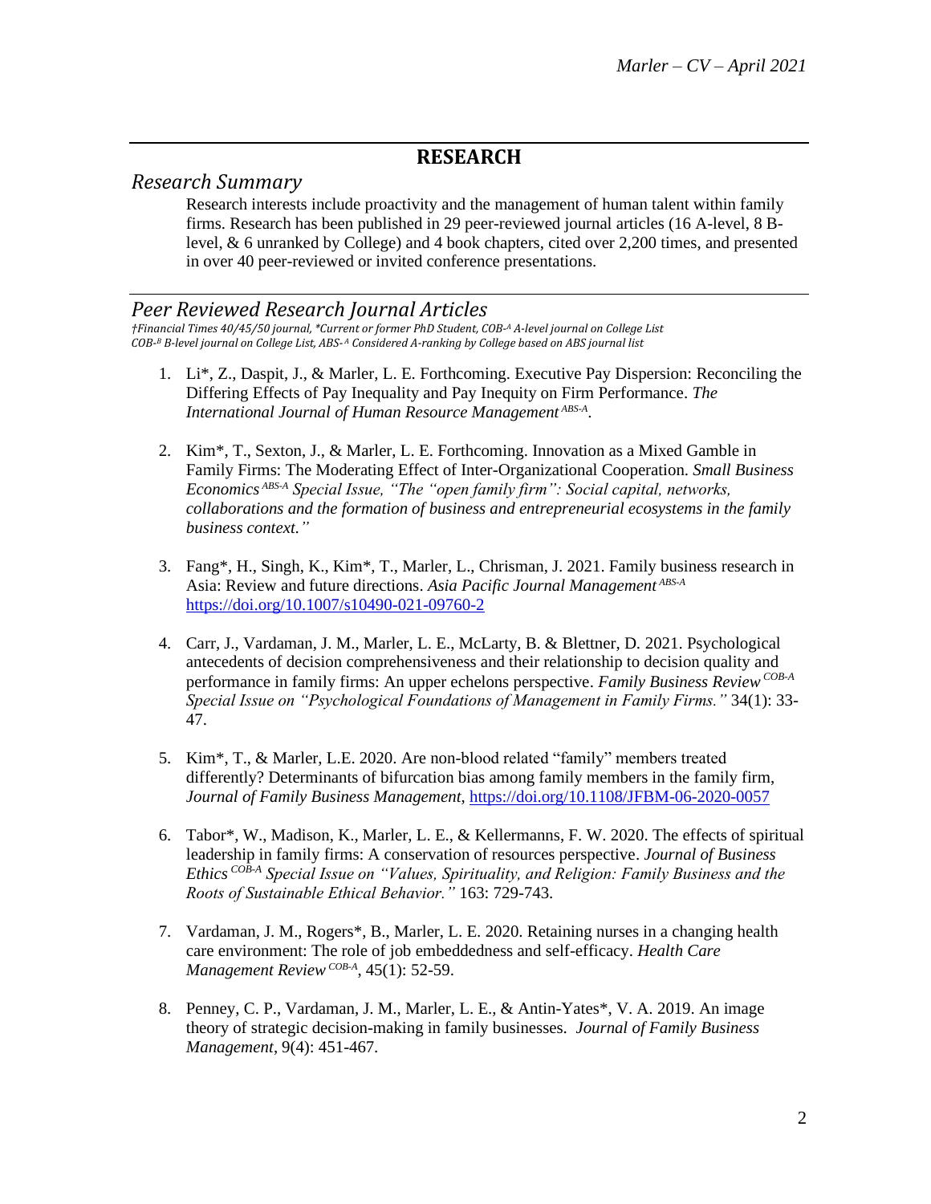# RESEARCH

## *Research Summary*

Research interests include proactivity and the management of human talent within family firms. Research has been published in 29 peer-reviewed journal articles (16 A-level, 8 B-level, & 6 unranked by College) and 4 book chapters, cited over 2,200 times, and presented in over 40 peer-reviewed or invited conference presentations.

## *Peer Reviewed Research Journal Articles*

*†Financial Times 40/45/50 journal, \*Current or former PhD Student, COB-A A-level journal on College List*
*COB-B B-level journal on College List, ABS-A Considered A-ranking by College based on ABS journal list*

1. Li*, Z., Daspit, J., & Marler, L. E. Forthcoming. Executive Pay Dispersion: Reconciling the Differing Effects of Pay Inequality and Pay Inequity on Firm Performance. *The International Journal of Human Resource Management* ABS-A.

2. Kim*, T., Sexton, J., & Marler, L. E. Forthcoming. Innovation as a Mixed Gamble in Family Firms: The Moderating Effect of Inter-Organizational Cooperation. *Small Business Economics* ABS-A *Special Issue, "The "open family firm": Social capital, networks, collaborations and the formation of business and entrepreneurial ecosystems in the family business context."*

3. Fang*, H., Singh, K., Kim*, T., Marler, L., Chrisman, J. 2021. Family business research in Asia: Review and future directions. *Asia Pacific Journal Management* ABS-A https://doi.org/10.1007/s10490-021-09760-2

4. Carr, J., Vardaman, J. M., Marler, L. E., McLarty, B. & Blettner, D. 2021. Psychological antecedents of decision comprehensiveness and their relationship to decision quality and performance in family firms: An upper echelons perspective. *Family Business Review* COB-A *Special Issue on "Psychological Foundations of Management in Family Firms."* 34(1): 33-47.

5. Kim*, T., & Marler, L.E. 2020. Are non-blood related "family" members treated differently? Determinants of bifurcation bias among family members in the family firm, *Journal of Family Business Management*, https://doi.org/10.1108/JFBM-06-2020-0057

6. Tabor*, W., Madison, K., Marler, L. E., & Kellermanns, F. W. 2020. The effects of spiritual leadership in family firms: A conservation of resources perspective. *Journal of Business Ethics* COB-A *Special Issue on "Values, Spirituality, and Religion: Family Business and the Roots of Sustainable Ethical Behavior."* 163: 729-743.

7. Vardaman, J. M., Rogers*, B., Marler, L. E. 2020. Retaining nurses in a changing health care environment: The role of job embeddedness and self-efficacy. *Health Care Management Review* COB-A, 45(1): 52-59.

8. Penney, C. P., Vardaman, J. M., Marler, L. E., & Antin-Yates*, V. A. 2019. An image theory of strategic decision-making in family businesses. *Journal of Family Business Management*, 9(4): 451-467.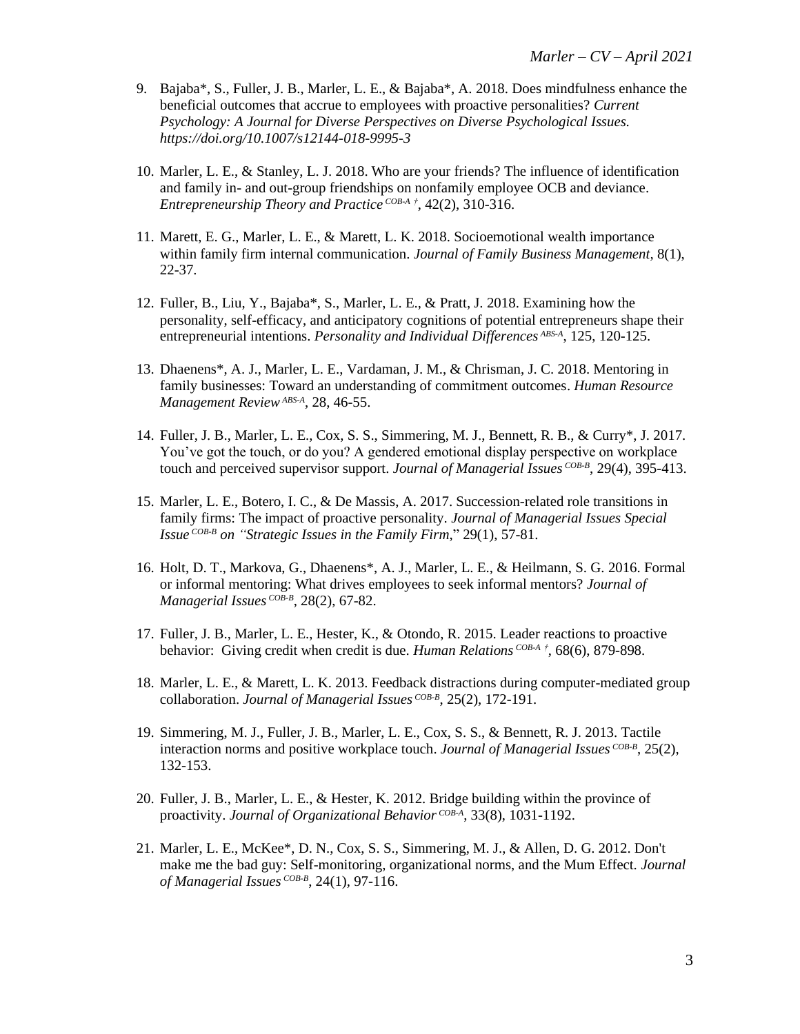9. Bajaba*, S., Fuller, J. B., Marler, L. E., & Bajaba*, A. 2018. Does mindfulness enhance the beneficial outcomes that accrue to employees with proactive personalities? *Current Psychology: A Journal for Diverse Perspectives on Diverse Psychological Issues. https://doi.org/10.1007/s12144-018-9995-3*

10. Marler, L. E., & Stanley, L. J. 2018. Who are your friends? The influence of identification and family in- and out-group friendships on nonfamily employee OCB and deviance. *Entrepreneurship Theory and Practice* [COB-A †], 42(2), 310-316.

11. Marett, E. G., Marler, L. E., & Marett, L. K. 2018. Socioemotional wealth importance within family firm internal communication. *Journal of Family Business Management*, 8(1), 22-37.

12. Fuller, B., Liu, Y., Bajaba*, S., Marler, L. E., & Pratt, J. 2018. Examining how the personality, self-efficacy, and anticipatory cognitions of potential entrepreneurs shape their entrepreneurial intentions. *Personality and Individual Differences* [ABS-A], 125, 120-125.

13. Dhaenens*, A. J., Marler, L. E., Vardaman, J. M., & Chrisman, J. C. 2018. Mentoring in family businesses: Toward an understanding of commitment outcomes. *Human Resource Management Review* [ABS-A], 28, 46-55.

14. Fuller, J. B., Marler, L. E., Cox, S. S., Simmering, M. J., Bennett, R. B., & Curry*, J. 2017. You've got the touch, or do you? A gendered emotional display perspective on workplace touch and perceived supervisor support. *Journal of Managerial Issues* [COB-B], 29(4), 395-413.

15. Marler, L. E., Botero, I. C., & De Massis, A. 2017. Succession-related role transitions in family firms: The impact of proactive personality. *Journal of Managerial Issues Special Issue* [COB-B] *on "Strategic Issues in the Family Firm*," 29(1), 57-81.

16. Holt, D. T., Markova, G., Dhaenens*, A. J., Marler, L. E., & Heilmann, S. G. 2016. Formal or informal mentoring: What drives employees to seek informal mentors? *Journal of Managerial Issues* [COB-B], 28(2), 67-82.

17. Fuller, J. B., Marler, L. E., Hester, K., & Otondo, R. 2015. Leader reactions to proactive behavior: Giving credit when credit is due. *Human Relations* [COB-A †], 68(6), 879-898.

18. Marler, L. E., & Marett, L. K. 2013. Feedback distractions during computer-mediated group collaboration. *Journal of Managerial Issues* [COB-B], 25(2), 172-191.

19. Simmering, M. J., Fuller, J. B., Marler, L. E., Cox, S. S., & Bennett, R. J. 2013. Tactile interaction norms and positive workplace touch. *Journal of Managerial Issues* [COB-B], 25(2), 132-153.

20. Fuller, J. B., Marler, L. E., & Hester, K. 2012. Bridge building within the province of proactivity. *Journal of Organizational Behavior* [COB-A], 33(8), 1031-1192.

21. Marler, L. E., McKee*, D. N., Cox, S. S., Simmering, M. J., & Allen, D. G. 2012. Don't make me the bad guy: Self-monitoring, organizational norms, and the Mum Effect. *Journal of Managerial Issues* [COB-B], 24(1), 97-116.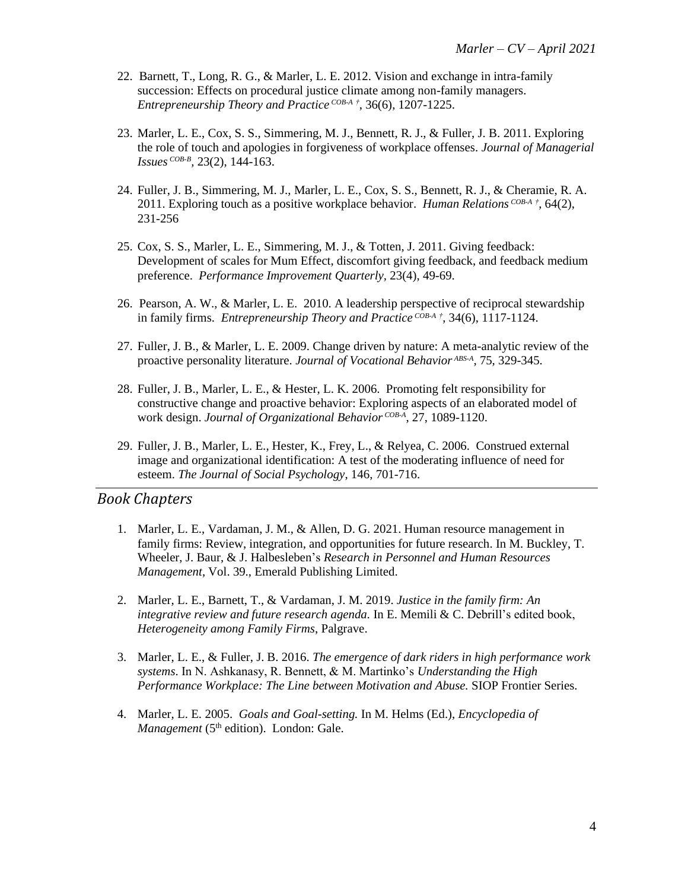22. Barnett, T., Long, R. G., & Marler, L. E. 2012. Vision and exchange in intra-family succession: Effects on procedural justice climate among non-family managers. *Entrepreneurship Theory and Practice* [COB-A †], 36(6), 1207-1225.

23. Marler, L. E., Cox, S. S., Simmering, M. J., Bennett, R. J., & Fuller, J. B. 2011. Exploring the role of touch and apologies in forgiveness of workplace offenses. *Journal of Managerial Issues* [COB-B], 23(2), 144-163.

24. Fuller, J. B., Simmering, M. J., Marler, L. E., Cox, S. S., Bennett, R. J., & Cheramie, R. A. 2011. Exploring touch as a positive workplace behavior. *Human Relations* [COB-A †], 64(2), 231-256

25. Cox, S. S., Marler, L. E., Simmering, M. J., & Totten, J. 2011. Giving feedback: Development of scales for Mum Effect, discomfort giving feedback, and feedback medium preference. *Performance Improvement Quarterly*, 23(4), 49-69.

26. Pearson, A. W., & Marler, L. E. 2010. A leadership perspective of reciprocal stewardship in family firms. *Entrepreneurship Theory and Practice* [COB-A †], 34(6), 1117-1124.

27. Fuller, J. B., & Marler, L. E. 2009. Change driven by nature: A meta-analytic review of the proactive personality literature. *Journal of Vocational Behavior* [ABS-A], 75, 329-345.

28. Fuller, J. B., Marler, L. E., & Hester, L. K. 2006. Promoting felt responsibility for constructive change and proactive behavior: Exploring aspects of an elaborated model of work design. *Journal of Organizational Behavior* [COB-A], 27, 1089-1120.

29. Fuller, J. B., Marler, L. E., Hester, K., Frey, L., & Relyea, C. 2006. Construed external image and organizational identification: A test of the moderating influence of need for esteem. *The Journal of Social Psychology*, 146, 701-716.

## *Book Chapters*

1. Marler, L. E., Vardaman, J. M., & Allen, D. G. 2021. Human resource management in family firms: Review, integration, and opportunities for future research. In M. Buckley, T. Wheeler, J. Baur, & J. Halbesleben's *Research in Personnel and Human Resources Management*, Vol. 39., Emerald Publishing Limited.

2. Marler, L. E., Barnett, T., & Vardaman, J. M. 2019. *Justice in the family firm: An integrative review and future research agenda.* In E. Memili & C. Debrill's edited book, *Heterogeneity among Family Firms*, Palgrave.

3. Marler, L. E., & Fuller, J. B. 2016. *The emergence of dark riders in high performance work systems*. In N. Ashkanasy, R. Bennett, & M. Martinko's *Understanding the High Performance Workplace: The Line between Motivation and Abuse.* SIOP Frontier Series.

4. Marler, L. E. 2005. *Goals and Goal-setting.* In M. Helms (Ed.), *Encyclopedia of Management* (5th edition). London: Gale.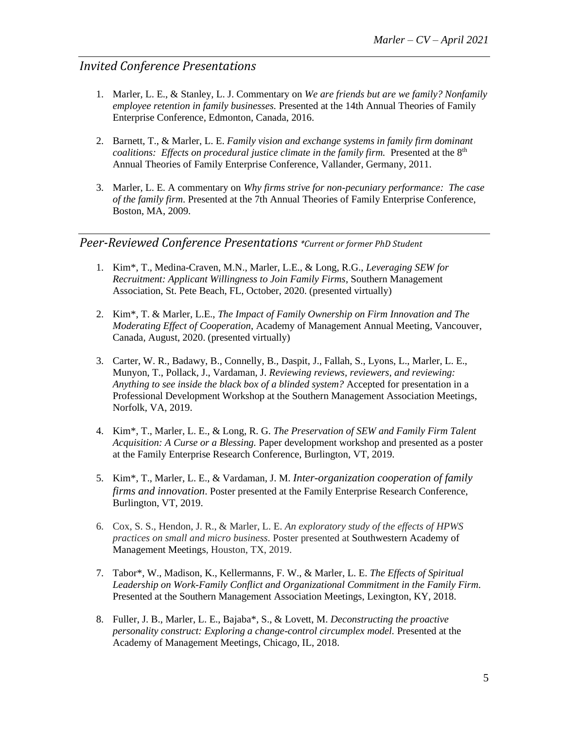## *Invited Conference Presentations*

1. Marler, L. E., & Stanley, L. J. Commentary on *We are friends but are we family? Nonfamily employee retention in family businesses.* Presented at the 14th Annual Theories of Family Enterprise Conference, Edmonton, Canada, 2016.

2. Barnett, T., & Marler, L. E. *Family vision and exchange systems in family firm dominant coalitions: Effects on procedural justice climate in the family firm.* Presented at the 8th Annual Theories of Family Enterprise Conference, Vallander, Germany, 2011.

3. Marler, L. E. A commentary on *Why firms strive for non-pecuniary performance: The case of the family firm*. Presented at the 7th Annual Theories of Family Enterprise Conference, Boston, MA, 2009.

## *Peer-Reviewed Conference Presentations* *\*Current or former PhD Student*

1. Kim*, T., Medina-Craven, M.N., Marler, L.E., & Long, R.G., *Leveraging SEW for Recruitment: Applicant Willingness to Join Family Firms*, Southern Management Association, St. Pete Beach, FL, October, 2020. (presented virtually)

2. Kim*, T. & Marler, L.E., *The Impact of Family Ownership on Firm Innovation and The Moderating Effect of Cooperation*, Academy of Management Annual Meeting, Vancouver, Canada, August, 2020. (presented virtually)

3. Carter, W. R., Badawy, B., Connelly, B., Daspit, J., Fallah, S., Lyons, L., Marler, L. E., Munyon, T., Pollack, J., Vardaman, J. *Reviewing reviews, reviewers, and reviewing: Anything to see inside the black box of a blinded system?* Accepted for presentation in a Professional Development Workshop at the Southern Management Association Meetings, Norfolk, VA, 2019.

4. Kim*, T., Marler, L. E., & Long, R. G. *The Preservation of SEW and Family Firm Talent Acquisition: A Curse or a Blessing.* Paper development workshop and presented as a poster at the Family Enterprise Research Conference, Burlington, VT, 2019.

5. Kim*, T., Marler, L. E., & Vardaman, J. M. *Inter-organization cooperation of family firms and innovation*. Poster presented at the Family Enterprise Research Conference, Burlington, VT, 2019.

6. Cox, S. S., Hendon, J. R., & Marler, L. E. *An exploratory study of the effects of HPWS practices on small and micro business*. Poster presented at Southwestern Academy of Management Meetings, Houston, TX, 2019.

7. Tabor*, W., Madison, K., Kellermanns, F. W., & Marler, L. E. *The Effects of Spiritual Leadership on Work-Family Conflict and Organizational Commitment in the Family Firm*. Presented at the Southern Management Association Meetings, Lexington, KY, 2018.

8. Fuller, J. B., Marler, L. E., Bajaba*, S., & Lovett, M. *Deconstructing the proactive personality construct: Exploring a change-control circumplex model*. Presented at the Academy of Management Meetings, Chicago, IL, 2018.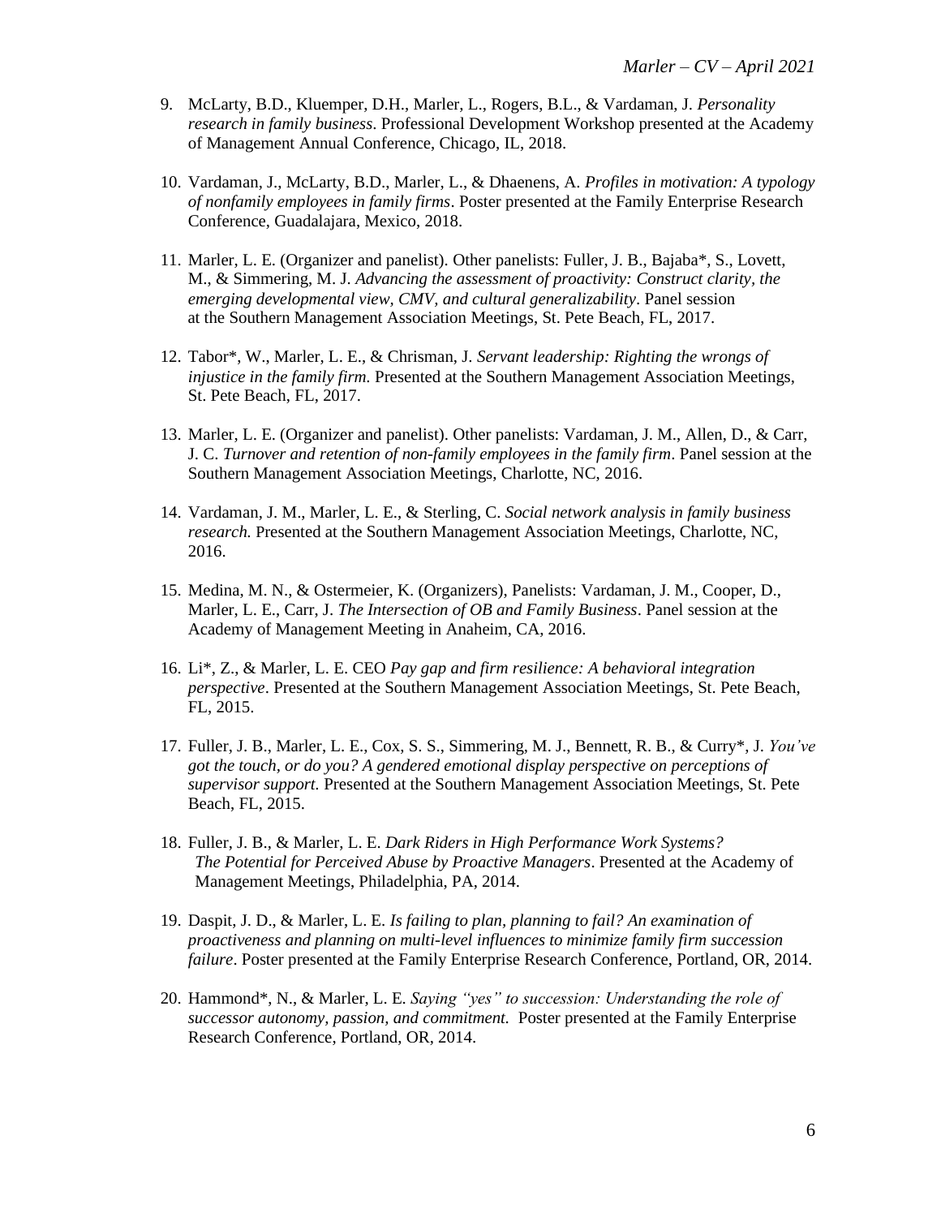9. McLarty, B.D., Kluemper, D.H., Marler, L., Rogers, B.L., & Vardaman, J. *Personality research in family business*. Professional Development Workshop presented at the Academy of Management Annual Conference, Chicago, IL, 2018.

10. Vardaman, J., McLarty, B.D., Marler, L., & Dhaenens, A. *Profiles in motivation: A typology of nonfamily employees in family firms*. Poster presented at the Family Enterprise Research Conference, Guadalajara, Mexico, 2018.

11. Marler, L. E. (Organizer and panelist). Other panelists: Fuller, J. B., Bajaba*, S., Lovett, M., & Simmering, M. J. *Advancing the assessment of proactivity: Construct clarity, the emerging developmental view, CMV, and cultural generalizability*. Panel session at the Southern Management Association Meetings, St. Pete Beach, FL, 2017.

12. Tabor*, W., Marler, L. E., & Chrisman, J. *Servant leadership: Righting the wrongs of injustice in the family firm.* Presented at the Southern Management Association Meetings, St. Pete Beach, FL, 2017.

13. Marler, L. E. (Organizer and panelist). Other panelists: Vardaman, J. M., Allen, D., & Carr, J. C. *Turnover and retention of non-family employees in the family firm*. Panel session at the Southern Management Association Meetings, Charlotte, NC, 2016.

14. Vardaman, J. M., Marler, L. E., & Sterling, C. *Social network analysis in family business research.* Presented at the Southern Management Association Meetings, Charlotte, NC, 2016.

15. Medina, M. N., & Ostermeier, K. (Organizers), Panelists: Vardaman, J. M., Cooper, D., Marler, L. E., Carr, J. *The Intersection of OB and Family Business*. Panel session at the Academy of Management Meeting in Anaheim, CA, 2016.

16. Li*, Z., & Marler, L. E. CEO *Pay gap and firm resilience: A behavioral integration perspective*. Presented at the Southern Management Association Meetings, St. Pete Beach, FL, 2015.

17. Fuller, J. B., Marler, L. E., Cox, S. S., Simmering, M. J., Bennett, R. B., & Curry*, J. *You've got the touch, or do you? A gendered emotional display perspective on perceptions of supervisor support.* Presented at the Southern Management Association Meetings, St. Pete Beach, FL, 2015.

18. Fuller, J. B., & Marler, L. E. *Dark Riders in High Performance Work Systems? The Potential for Perceived Abuse by Proactive Managers*. Presented at the Academy of Management Meetings, Philadelphia, PA, 2014.

19. Daspit, J. D., & Marler, L. E. *Is failing to plan, planning to fail? An examination of proactiveness and planning on multi-level influences to minimize family firm succession failure*. Poster presented at the Family Enterprise Research Conference, Portland, OR, 2014.

20. Hammond*, N., & Marler, L. E. *Saying "yes" to succession: Understanding the role of successor autonomy, passion, and commitment.* Poster presented at the Family Enterprise Research Conference, Portland, OR, 2014.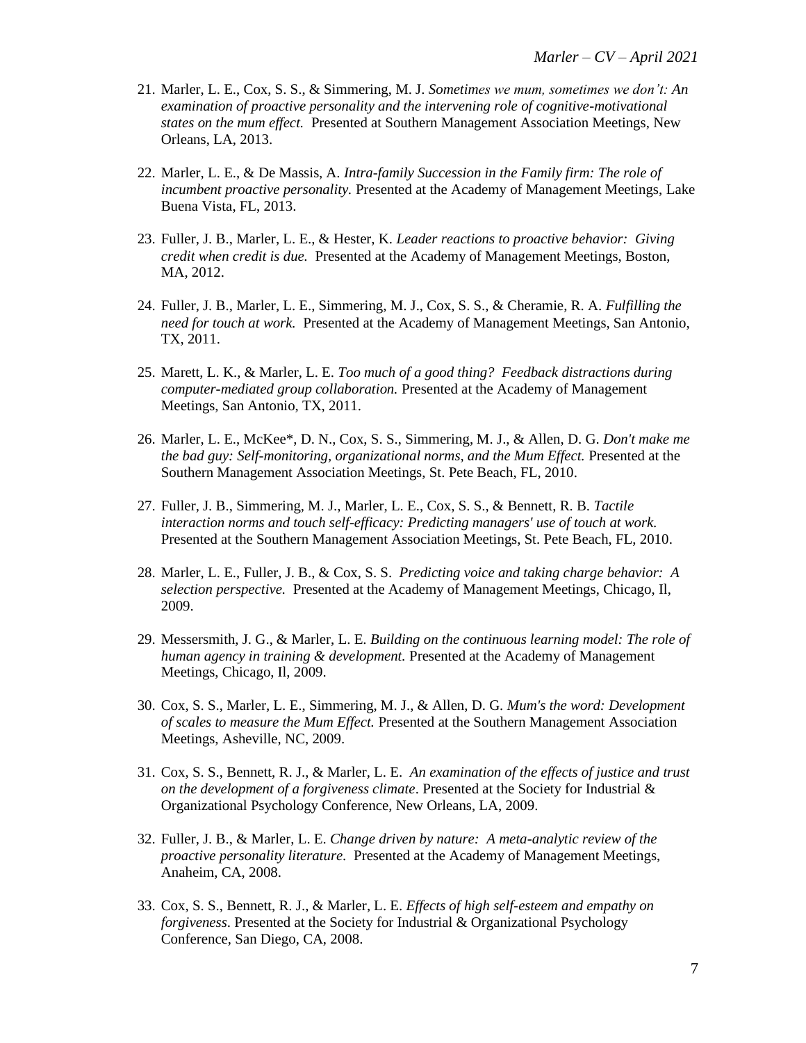21. Marler, L. E., Cox, S. S., & Simmering, M. J. *Sometimes we mum, sometimes we don't: An examination of proactive personality and the intervening role of cognitive-motivational states on the mum effect.* Presented at Southern Management Association Meetings, New Orleans, LA, 2013.

22. Marler, L. E., & De Massis, A. *Intra-family Succession in the Family firm: The role of incumbent proactive personality.* Presented at the Academy of Management Meetings, Lake Buena Vista, FL, 2013.

23. Fuller, J. B., Marler, L. E., & Hester, K. *Leader reactions to proactive behavior: Giving credit when credit is due.* Presented at the Academy of Management Meetings, Boston, MA, 2012.

24. Fuller, J. B., Marler, L. E., Simmering, M. J., Cox, S. S., & Cheramie, R. A. *Fulfilling the need for touch at work.* Presented at the Academy of Management Meetings, San Antonio, TX, 2011.

25. Marett, L. K., & Marler, L. E. *Too much of a good thing? Feedback distractions during computer-mediated group collaboration.* Presented at the Academy of Management Meetings, San Antonio, TX, 2011.

26. Marler, L. E., McKee*, D. N., Cox, S. S., Simmering, M. J., & Allen, D. G. *Don't make me the bad guy: Self-monitoring, organizational norms, and the Mum Effect.* Presented at the Southern Management Association Meetings, St. Pete Beach, FL, 2010.

27. Fuller, J. B., Simmering, M. J., Marler, L. E., Cox, S. S., & Bennett, R. B. *Tactile interaction norms and touch self-efficacy: Predicting managers' use of touch at work.* Presented at the Southern Management Association Meetings, St. Pete Beach, FL, 2010.

28. Marler, L. E., Fuller, J. B., & Cox, S. S. *Predicting voice and taking charge behavior: A selection perspective.* Presented at the Academy of Management Meetings, Chicago, Il, 2009.

29. Messersmith, J. G., & Marler, L. E. *Building on the continuous learning model: The role of human agency in training & development.* Presented at the Academy of Management Meetings, Chicago, Il, 2009.

30. Cox, S. S., Marler, L. E., Simmering, M. J., & Allen, D. G. *Mum's the word: Development of scales to measure the Mum Effect.* Presented at the Southern Management Association Meetings, Asheville, NC, 2009.

31. Cox, S. S., Bennett, R. J., & Marler, L. E. *An examination of the effects of justice and trust on the development of a forgiveness climate*. Presented at the Society for Industrial & Organizational Psychology Conference, New Orleans, LA, 2009.

32. Fuller, J. B., & Marler, L. E. *Change driven by nature: A meta-analytic review of the proactive personality literature.* Presented at the Academy of Management Meetings, Anaheim, CA, 2008.

33. Cox, S. S., Bennett, R. J., & Marler, L. E. *Effects of high self-esteem and empathy on forgiveness*. Presented at the Society for Industrial & Organizational Psychology Conference, San Diego, CA, 2008.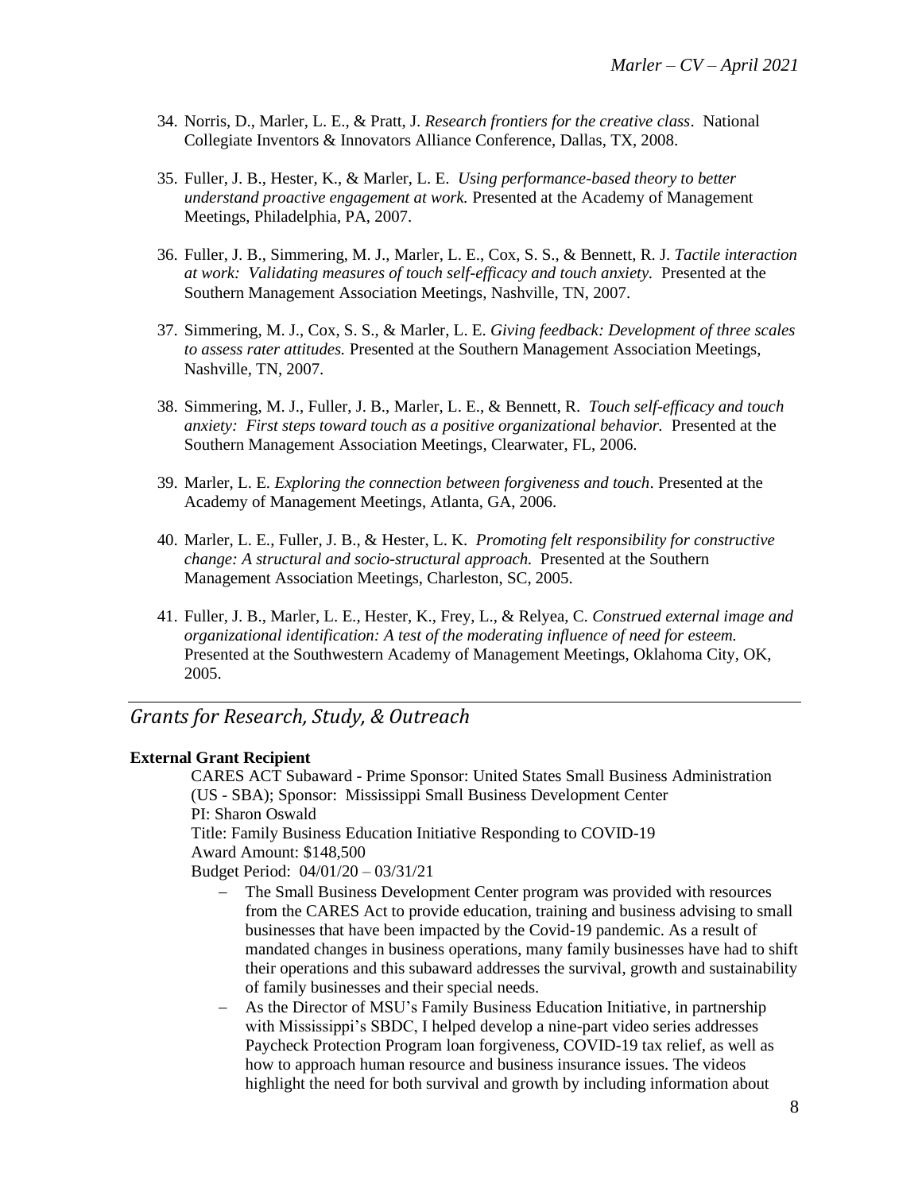34. Norris, D., Marler, L. E., & Pratt, J. *Research frontiers for the creative class*. National Collegiate Inventors & Innovators Alliance Conference, Dallas, TX, 2008.

35. Fuller, J. B., Hester, K., & Marler, L. E. *Using performance-based theory to better understand proactive engagement at work.* Presented at the Academy of Management Meetings, Philadelphia, PA, 2007.

36. Fuller, J. B., Simmering, M. J., Marler, L. E., Cox, S. S., & Bennett, R. J. *Tactile interaction at work: Validating measures of touch self-efficacy and touch anxiety.* Presented at the Southern Management Association Meetings, Nashville, TN, 2007.

37. Simmering, M. J., Cox, S. S., & Marler, L. E. *Giving feedback: Development of three scales to assess rater attitudes.* Presented at the Southern Management Association Meetings, Nashville, TN, 2007.

38. Simmering, M. J., Fuller, J. B., Marler, L. E., & Bennett, R. *Touch self-efficacy and touch anxiety: First steps toward touch as a positive organizational behavior.* Presented at the Southern Management Association Meetings, Clearwater, FL, 2006.

39. Marler, L. E. *Exploring the connection between forgiveness and touch*. Presented at the Academy of Management Meetings, Atlanta, GA, 2006.

40. Marler, L. E., Fuller, J. B., & Hester, L. K. *Promoting felt responsibility for constructive change: A structural and socio-structural approach.* Presented at the Southern Management Association Meetings, Charleston, SC, 2005.

41. Fuller, J. B., Marler, L. E., Hester, K., Frey, L., & Relyea, C. *Construed external image and organizational identification: A test of the moderating influence of need for esteem.* Presented at the Southwestern Academy of Management Meetings, Oklahoma City, OK, 2005.

## *Grants for Research, Study, & Outreach*

**External Grant Recipient**

CARES ACT Subaward - Prime Sponsor: United States Small Business Administration (US - SBA); Sponsor: Mississippi Small Business Development Center
PI: Sharon Oswald
Title: Family Business Education Initiative Responding to COVID-19
Award Amount: $148,500
Budget Period: 04/01/20 – 03/31/21

- The Small Business Development Center program was provided with resources from the CARES Act to provide education, training and business advising to small businesses that have been impacted by the Covid-19 pandemic. As a result of mandated changes in business operations, many family businesses have had to shift their operations and this subaward addresses the survival, growth and sustainability of family businesses and their special needs.
- As the Director of MSU's Family Business Education Initiative, in partnership with Mississippi's SBDC, I helped develop a nine-part video series addresses Paycheck Protection Program loan forgiveness, COVID-19 tax relief, as well as how to approach human resource and business insurance issues. The videos highlight the need for both survival and growth by including information about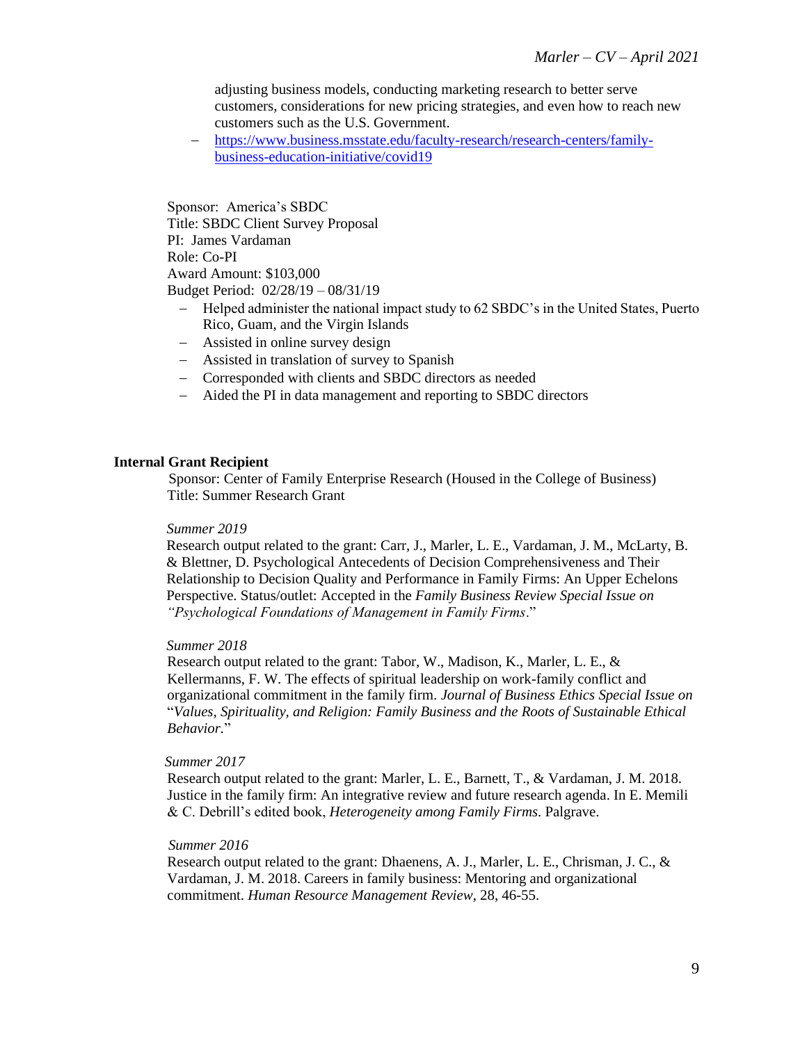adjusting business models, conducting marketing research to better serve customers, considerations for new pricing strategies, and even how to reach new customers such as the U.S. Government.

- https://www.business.msstate.edu/faculty-research/research-centers/family-business-education-initiative/covid19

Sponsor: America's SBDC
Title: SBDC Client Survey Proposal
PI: James Vardaman
Role: Co-PI
Award Amount: $103,000
Budget Period: 02/28/19 – 08/31/19

- Helped administer the national impact study to 62 SBDC's in the United States, Puerto Rico, Guam, and the Virgin Islands
- Assisted in online survey design
- Assisted in translation of survey to Spanish
- Corresponded with clients and SBDC directors as needed
- Aided the PI in data management and reporting to SBDC directors

**Internal Grant Recipient**

Sponsor: Center of Family Enterprise Research (Housed in the College of Business)
Title: Summer Research Grant

*Summer 2019*

Research output related to the grant: Carr, J., Marler, L. E., Vardaman, J. M., McLarty, B. & Blettner, D. Psychological Antecedents of Decision Comprehensiveness and Their Relationship to Decision Quality and Performance in Family Firms: An Upper Echelons Perspective. Status/outlet: Accepted in the *Family Business Review Special Issue on "Psychological Foundations of Management in Family Firms*."

*Summer 2018*

Research output related to the grant: Tabor, W., Madison, K., Marler, L. E., & Kellermanns, F. W. The effects of spiritual leadership on work-family conflict and organizational commitment in the family firm. *Journal of Business Ethics Special Issue on "Values, Spirituality, and Religion: Family Business and the Roots of Sustainable Ethical Behavior.*"

*Summer 2017*

Research output related to the grant: Marler, L. E., Barnett, T., & Vardaman, J. M. 2018. Justice in the family firm: An integrative review and future research agenda. In E. Memili & C. Debrill's edited book, *Heterogeneity among Family Firms*. Palgrave.

*Summer 2016*

Research output related to the grant: Dhaenens, A. J., Marler, L. E., Chrisman, J. C., & Vardaman, J. M. 2018. Careers in family business: Mentoring and organizational commitment. *Human Resource Management Review*, 28, 46-55.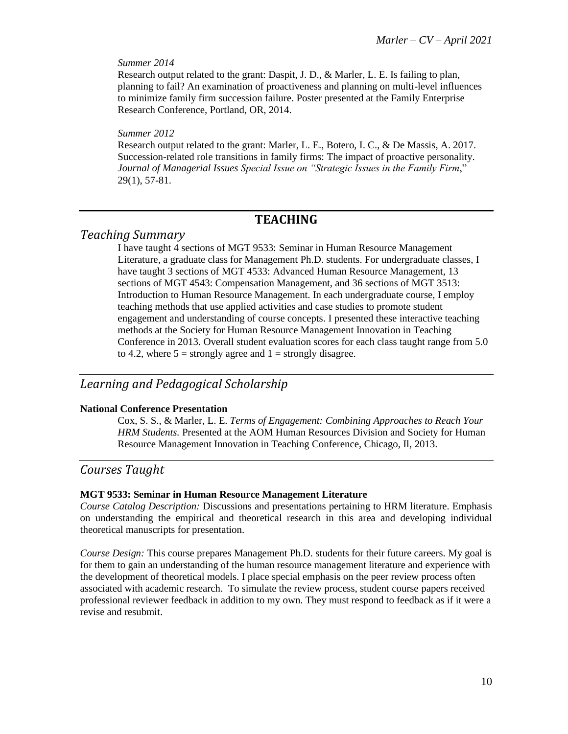*Summer 2014*

Research output related to the grant: Daspit, J. D., & Marler, L. E. Is failing to plan, planning to fail? An examination of proactiveness and planning on multi-level influences to minimize family firm succession failure. Poster presented at the Family Enterprise Research Conference, Portland, OR, 2014.

*Summer 2012*

Research output related to the grant: Marler, L. E., Botero, I. C., & De Massis, A. 2017. Succession-related role transitions in family firms: The impact of proactive personality. *Journal of Managerial Issues Special Issue on "Strategic Issues in the Family Firm*," 29(1), 57-81.

# TEACHING

## *Teaching Summary*

I have taught 4 sections of MGT 9533: Seminar in Human Resource Management Literature, a graduate class for Management Ph.D. students. For undergraduate classes, I have taught 3 sections of MGT 4533: Advanced Human Resource Management, 13 sections of MGT 4543: Compensation Management, and 36 sections of MGT 3513: Introduction to Human Resource Management. In each undergraduate course, I employ teaching methods that use applied activities and case studies to promote student engagement and understanding of course concepts. I presented these interactive teaching methods at the Society for Human Resource Management Innovation in Teaching Conference in 2013. Overall student evaluation scores for each class taught range from 5.0 to 4.2, where 5 = strongly agree and 1 = strongly disagree.

## *Learning and Pedagogical Scholarship*

**National Conference Presentation**

Cox, S. S., & Marler, L. E. *Terms of Engagement: Combining Approaches to Reach Your HRM Students.* Presented at the AOM Human Resources Division and Society for Human Resource Management Innovation in Teaching Conference, Chicago, Il, 2013.

## *Courses Taught*

**MGT 9533: Seminar in Human Resource Management Literature**

*Course Catalog Description:* Discussions and presentations pertaining to HRM literature. Emphasis on understanding the empirical and theoretical research in this area and developing individual theoretical manuscripts for presentation.

*Course Design:* This course prepares Management Ph.D. students for their future careers. My goal is for them to gain an understanding of the human resource management literature and experience with the development of theoretical models. I place special emphasis on the peer review process often associated with academic research. To simulate the review process, student course papers received professional reviewer feedback in addition to my own. They must respond to feedback as if it were a revise and resubmit.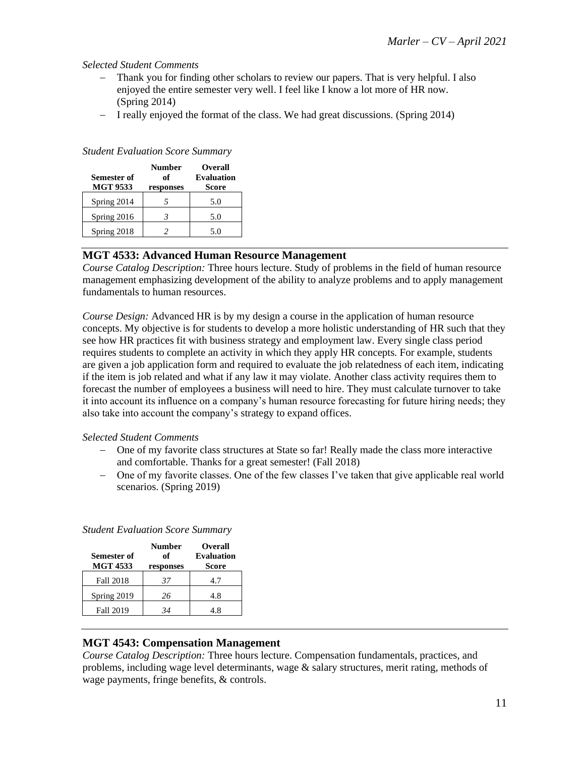*Selected Student Comments*

- Thank you for finding other scholars to review our papers. That is very helpful. I also enjoyed the entire semester very well. I feel like I know a lot more of HR now. (Spring 2014)
- I really enjoyed the format of the class. We had great discussions. (Spring 2014)

*Student Evaluation Score Summary*

| Semester of MGT 9533 | Number of responses | Overall Evaluation Score |
|---|---|---|
| Spring 2014 | *5* | 5.0 |
| Spring 2016 | *3* | 5.0 |
| Spring 2018 | *2* | 5.0 |

## MGT 4533: Advanced Human Resource Management

*Course Catalog Description:* Three hours lecture. Study of problems in the field of human resource management emphasizing development of the ability to analyze problems and to apply management fundamentals to human resources.

*Course Design:* Advanced HR is by my design a course in the application of human resource concepts. My objective is for students to develop a more holistic understanding of HR such that they see how HR practices fit with business strategy and employment law. Every single class period requires students to complete an activity in which they apply HR concepts. For example, students are given a job application form and required to evaluate the job relatedness of each item, indicating if the item is job related and what if any law it may violate. Another class activity requires them to forecast the number of employees a business will need to hire. They must calculate turnover to take it into account its influence on a company's human resource forecasting for future hiring needs; they also take into account the company's strategy to expand offices.

*Selected Student Comments*

- One of my favorite class structures at State so far! Really made the class more interactive and comfortable. Thanks for a great semester! (Fall 2018)
- One of my favorite classes. One of the few classes I've taken that give applicable real world scenarios. (Spring 2019)

*Student Evaluation Score Summary*

| Semester of MGT 4533 | Number of responses | Overall Evaluation Score |
|---|---|---|
| Fall 2018 | *37* | 4.7 |
| Spring 2019 | *26* | 4.8 |
| Fall 2019 | *34* | 4.8 |

## MGT 4543: Compensation Management

*Course Catalog Description:* Three hours lecture. Compensation fundamentals, practices, and problems, including wage level determinants, wage & salary structures, merit rating, methods of wage payments, fringe benefits, & controls.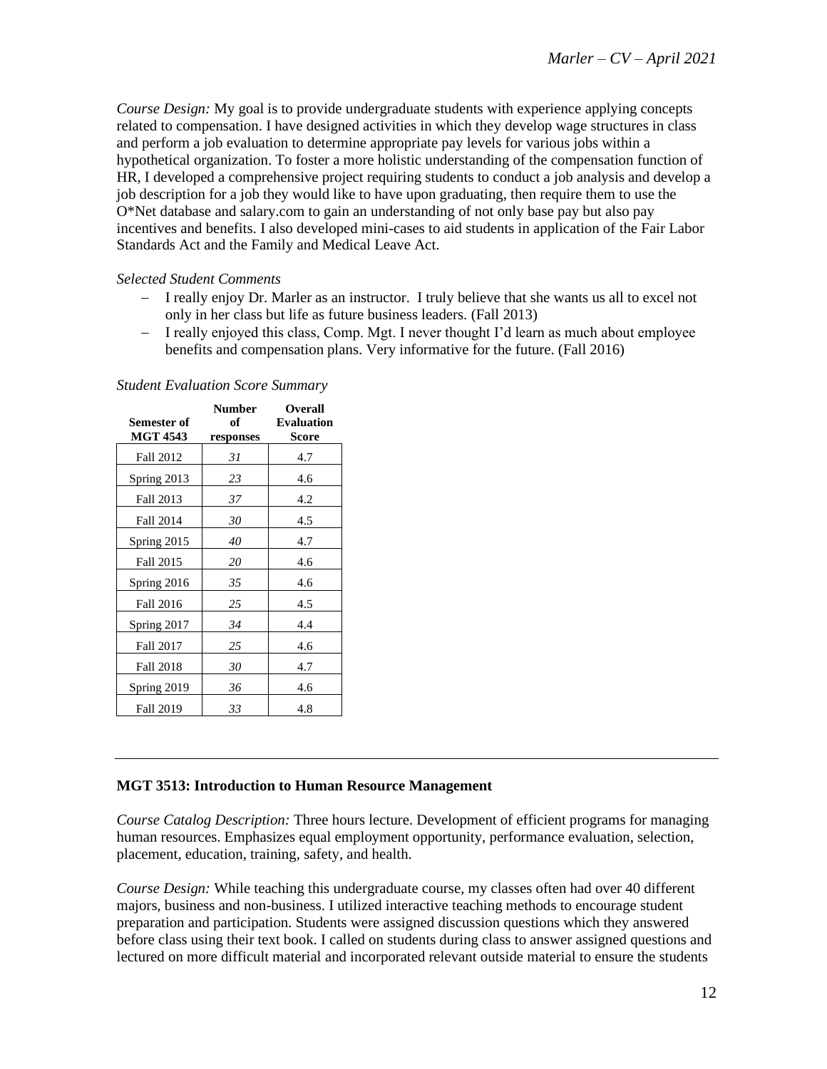*Course Design:* My goal is to provide undergraduate students with experience applying concepts related to compensation. I have designed activities in which they develop wage structures in class and perform a job evaluation to determine appropriate pay levels for various jobs within a hypothetical organization. To foster a more holistic understanding of the compensation function of HR, I developed a comprehensive project requiring students to conduct a job analysis and develop a job description for a job they would like to have upon graduating, then require them to use the O*Net database and salary.com to gain an understanding of not only base pay but also pay incentives and benefits. I also developed mini-cases to aid students in application of the Fair Labor Standards Act and the Family and Medical Leave Act.

*Selected Student Comments*

- I really enjoy Dr. Marler as an instructor. I truly believe that she wants us all to excel not only in her class but life as future business leaders. (Fall 2013)
- I really enjoyed this class, Comp. Mgt. I never thought I'd learn as much about employee benefits and compensation plans. Very informative for the future. (Fall 2016)

*Student Evaluation Score Summary*

| Semester of MGT 4543 | Number of responses | Overall Evaluation Score |
|---|---|---|
| Fall 2012 | *31* | 4.7 |
| Spring 2013 | *23* | 4.6 |
| Fall 2013 | *37* | 4.2 |
| Fall 2014 | *30* | 4.5 |
| Spring 2015 | *40* | 4.7 |
| Fall 2015 | *20* | 4.6 |
| Spring 2016 | *35* | 4.6 |
| Fall 2016 | *25* | 4.5 |
| Spring 2017 | *34* | 4.4 |
| Fall 2017 | *25* | 4.6 |
| Fall 2018 | *30* | 4.7 |
| Spring 2019 | *36* | 4.6 |
| Fall 2019 | *33* | 4.8 |

---

**MGT 3513: Introduction to Human Resource Management**

*Course Catalog Description:* Three hours lecture. Development of efficient programs for managing human resources. Emphasizes equal employment opportunity, performance evaluation, selection, placement, education, training, safety, and health.

*Course Design:* While teaching this undergraduate course, my classes often had over 40 different majors, business and non-business. I utilized interactive teaching methods to encourage student preparation and participation. Students were assigned discussion questions which they answered before class using their text book. I called on students during class to answer assigned questions and lectured on more difficult material and incorporated relevant outside material to ensure the students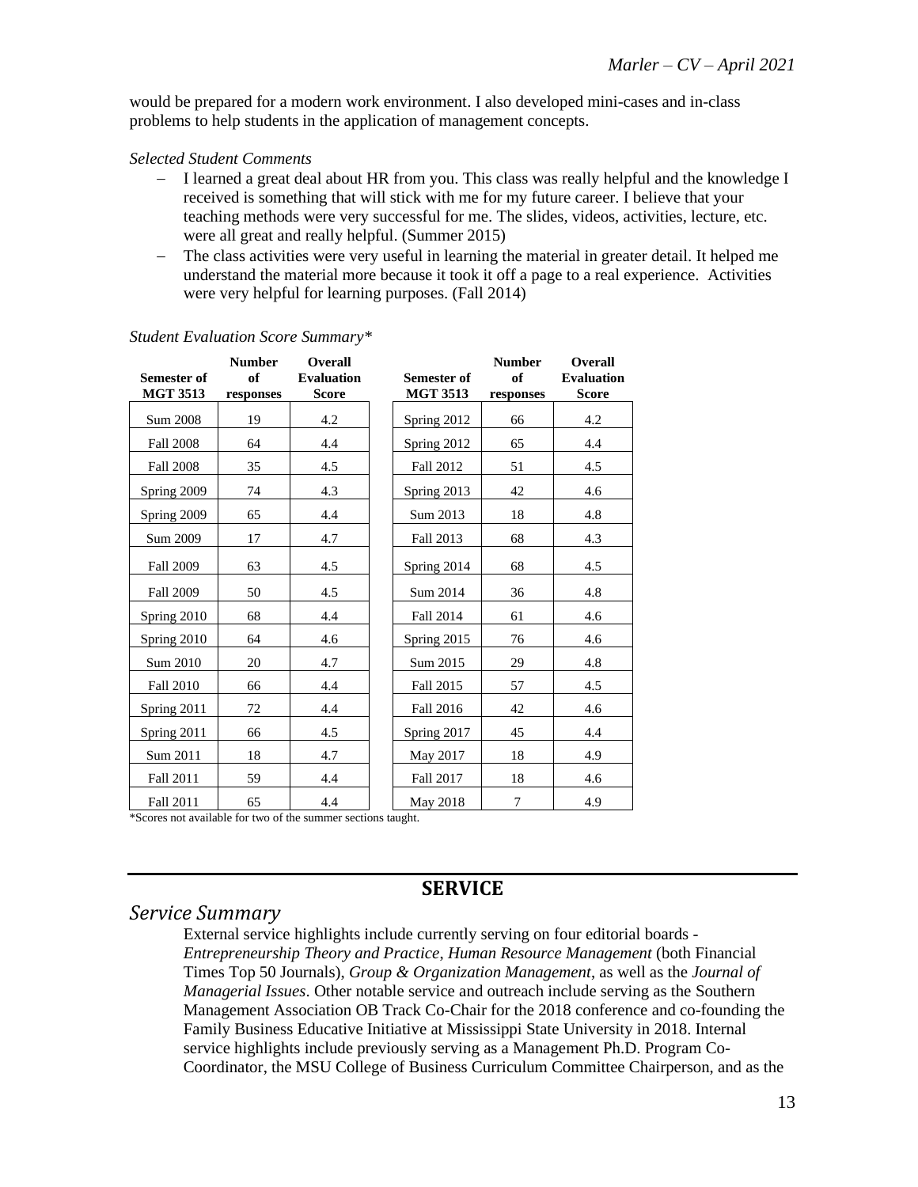would be prepared for a modern work environment. I also developed mini-cases and in-class problems to help students in the application of management concepts.

*Selected Student Comments*

- I learned a great deal about HR from you. This class was really helpful and the knowledge I received is something that will stick with me for my future career. I believe that your teaching methods were very successful for me. The slides, videos, activities, lecture, etc. were all great and really helpful. (Summer 2015)
- The class activities were very useful in learning the material in greater detail. It helped me understand the material more because it took it off a page to a real experience. Activities were very helpful for learning purposes. (Fall 2014)

*Student Evaluation Score Summary\**

| Semester of MGT 3513 | Number of responses | Overall Evaluation Score | Semester of MGT 3513 | Number of responses | Overall Evaluation Score |
|---|---|---|---|---|---|
| Sum 2008 | 19 | 4.2 | Spring 2012 | 66 | 4.2 |
| Fall 2008 | 64 | 4.4 | Spring 2012 | 65 | 4.4 |
| Fall 2008 | 35 | 4.5 | Fall 2012 | 51 | 4.5 |
| Spring 2009 | 74 | 4.3 | Spring 2013 | 42 | 4.6 |
| Spring 2009 | 65 | 4.4 | Sum 2013 | 18 | 4.8 |
| Sum 2009 | 17 | 4.7 | Fall 2013 | 68 | 4.3 |
| Fall 2009 | 63 | 4.5 | Spring 2014 | 68 | 4.5 |
| Fall 2009 | 50 | 4.5 | Sum 2014 | 36 | 4.8 |
| Spring 2010 | 68 | 4.4 | Fall 2014 | 61 | 4.6 |
| Spring 2010 | 64 | 4.6 | Spring 2015 | 76 | 4.6 |
| Sum 2010 | 20 | 4.7 | Sum 2015 | 29 | 4.8 |
| Fall 2010 | 66 | 4.4 | Fall 2015 | 57 | 4.5 |
| Spring 2011 | 72 | 4.4 | Fall 2016 | 42 | 4.6 |
| Spring 2011 | 66 | 4.5 | Spring 2017 | 45 | 4.4 |
| Sum 2011 | 18 | 4.7 | May 2017 | 18 | 4.9 |
| Fall 2011 | 59 | 4.4 | Fall 2017 | 18 | 4.6 |
| Fall 2011 | 65 | 4.4 | May 2018 | 7 | 4.9 |

\*Scores not available for two of the summer sections taught.

## SERVICE

### *Service Summary*

External service highlights include currently serving on four editorial boards - *Entrepreneurship Theory and Practice*, *Human Resource Management* (both Financial Times Top 50 Journals), *Group & Organization Management*, as well as the *Journal of Managerial Issues*. Other notable service and outreach include serving as the Southern Management Association OB Track Co-Chair for the 2018 conference and co-founding the Family Business Educative Initiative at Mississippi State University in 2018. Internal service highlights include previously serving as a Management Ph.D. Program Co-Coordinator, the MSU College of Business Curriculum Committee Chairperson, and as the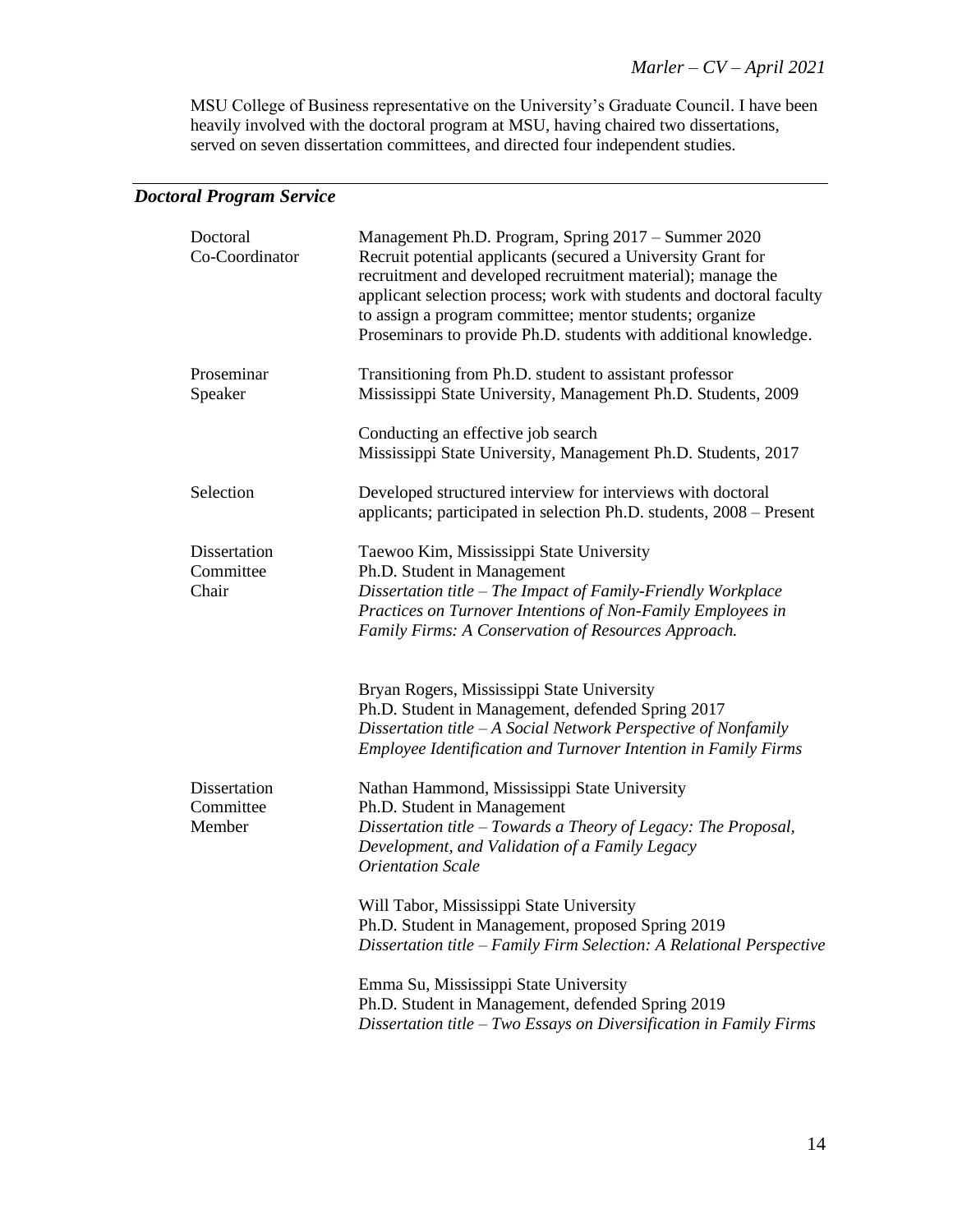MSU College of Business representative on the University's Graduate Council. I have been heavily involved with the doctoral program at MSU, having chaired two dissertations, served on seven dissertation committees, and directed four independent studies.

## *Doctoral Program Service*

| | |
|---|---|
| Doctoral Co-Coordinator | Management Ph.D. Program, Spring 2017 – Summer 2020<br>Recruit potential applicants (secured a University Grant for recruitment and developed recruitment material); manage the applicant selection process; work with students and doctoral faculty to assign a program committee; mentor students; organize Proseminars to provide Ph.D. students with additional knowledge. |
| Proseminar Speaker | Transitioning from Ph.D. student to assistant professor<br>Mississippi State University, Management Ph.D. Students, 2009 |
| | Conducting an effective job search<br>Mississippi State University, Management Ph.D. Students, 2017 |
| Selection | Developed structured interview for interviews with doctoral applicants; participated in selection Ph.D. students, 2008 – Present |
| Dissertation Committee Chair | Taewoo Kim, Mississippi State University<br>Ph.D. Student in Management<br>*Dissertation title – The Impact of Family-Friendly Workplace Practices on Turnover Intentions of Non-Family Employees in Family Firms: A Conservation of Resources Approach.* |
| | Bryan Rogers, Mississippi State University<br>Ph.D. Student in Management, defended Spring 2017<br>*Dissertation title – A Social Network Perspective of Nonfamily Employee Identification and Turnover Intention in Family Firms* |
| Dissertation Committee Member | Nathan Hammond, Mississippi State University<br>Ph.D. Student in Management<br>*Dissertation title – Towards a Theory of Legacy: The Proposal, Development, and Validation of a Family Legacy Orientation Scale* |
| | Will Tabor, Mississippi State University<br>Ph.D. Student in Management, proposed Spring 2019<br>*Dissertation title – Family Firm Selection: A Relational Perspective* |
| | Emma Su, Mississippi State University<br>Ph.D. Student in Management, defended Spring 2019<br>*Dissertation title – Two Essays on Diversification in Family Firms* |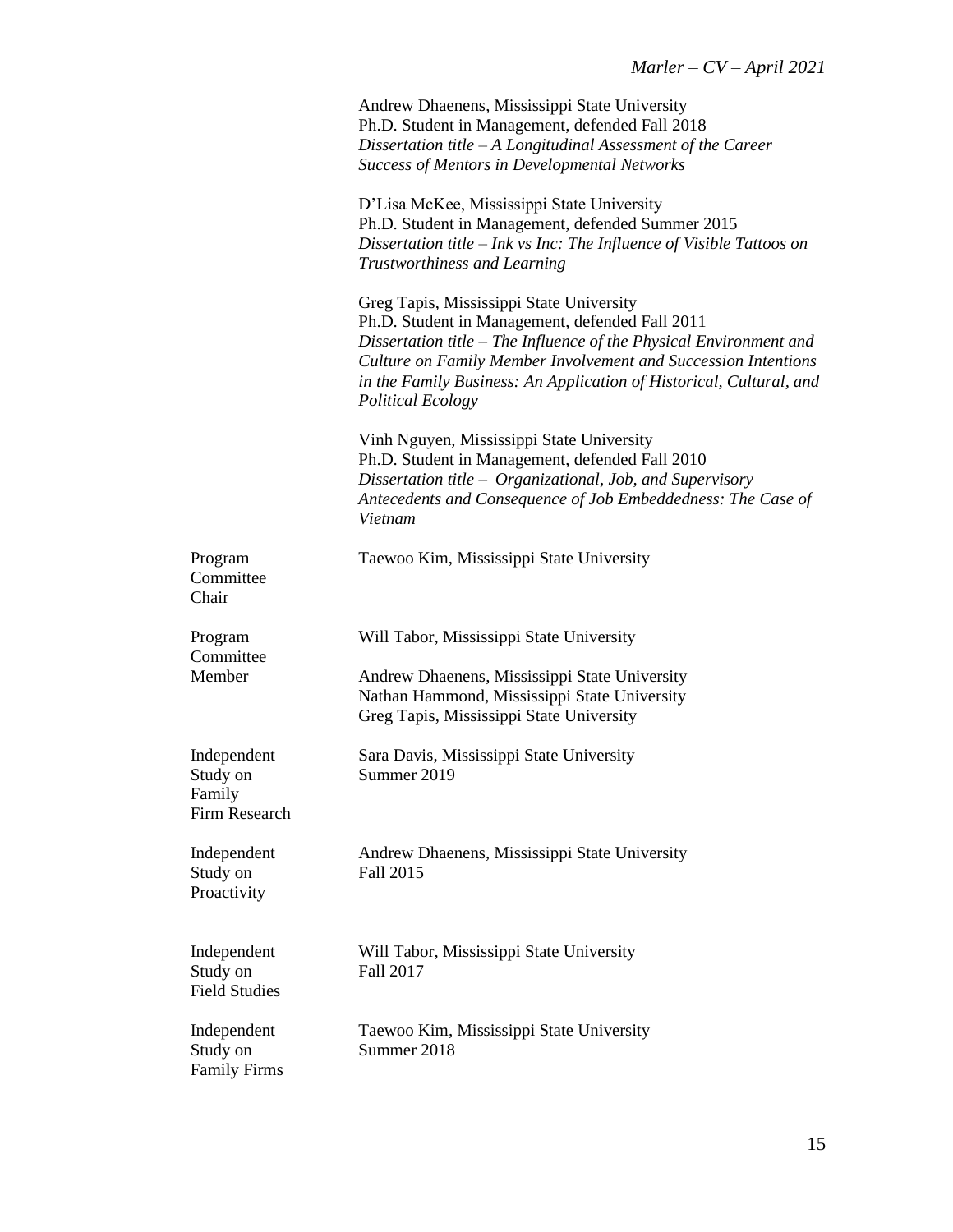Andrew Dhaenens, Mississippi State University
Ph.D. Student in Management, defended Fall 2018
*Dissertation title – A Longitudinal Assessment of the Career Success of Mentors in Developmental Networks*

D'Lisa McKee, Mississippi State University
Ph.D. Student in Management, defended Summer 2015
*Dissertation title – Ink vs Inc: The Influence of Visible Tattoos on Trustworthiness and Learning*

Greg Tapis, Mississippi State University
Ph.D. Student in Management, defended Fall 2011
*Dissertation title – The Influence of the Physical Environment and Culture on Family Member Involvement and Succession Intentions in the Family Business: An Application of Historical, Cultural, and Political Ecology*

Vinh Nguyen, Mississippi State University
Ph.D. Student in Management, defended Fall 2010
*Dissertation title – Organizational, Job, and Supervisory Antecedents and Consequence of Job Embeddedness: The Case of Vietnam*

**Program Committee Chair**

Taewoo Kim, Mississippi State University

**Program Committee Member**

Will Tabor, Mississippi State University

Andrew Dhaenens, Mississippi State University
Nathan Hammond, Mississippi State University
Greg Tapis, Mississippi State University

**Independent Study on Family Firm Research**

Sara Davis, Mississippi State University
Summer 2019

**Independent Study on Proactivity**

Andrew Dhaenens, Mississippi State University
Fall 2015

**Independent Study on Field Studies**

Will Tabor, Mississippi State University
Fall 2017

**Independent Study on Family Firms**

Taewoo Kim, Mississippi State University
Summer 2018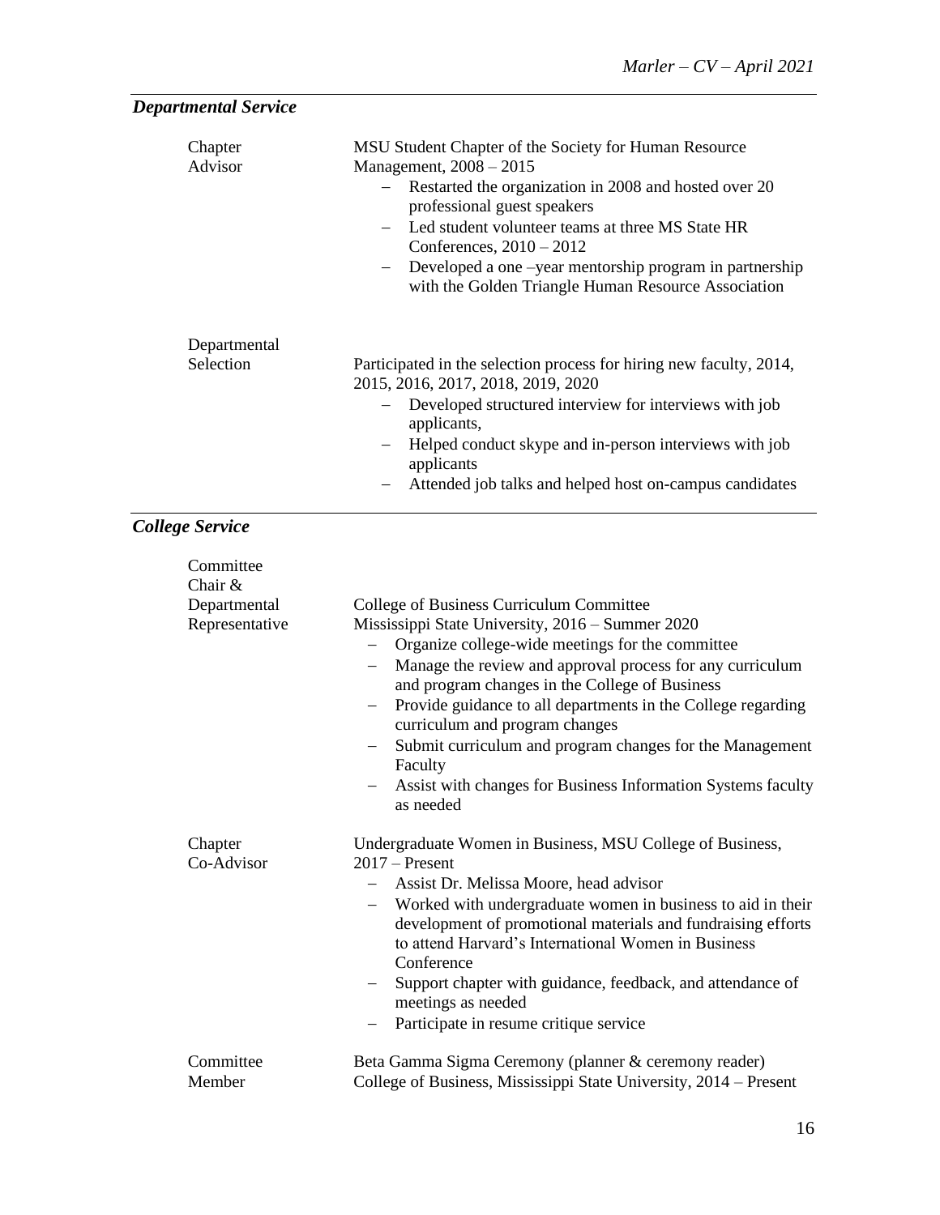## *Departmental Service*

**Chapter Advisor**

MSU Student Chapter of the Society for Human Resource Management, 2008 – 2015

- Restarted the organization in 2008 and hosted over 20 professional guest speakers
- Led student volunteer teams at three MS State HR Conferences, 2010 – 2012
- Developed a one –year mentorship program in partnership with the Golden Triangle Human Resource Association

**Departmental Selection**

Participated in the selection process for hiring new faculty, 2014, 2015, 2016, 2017, 2018, 2019, 2020

- Developed structured interview for interviews with job applicants,
- Helped conduct skype and in-person interviews with job applicants
- Attended job talks and helped host on-campus candidates

## *College Service*

**Committee Chair & Departmental Representative**

College of Business Curriculum Committee
Mississippi State University, 2016 – Summer 2020

- Organize college-wide meetings for the committee
- Manage the review and approval process for any curriculum and program changes in the College of Business
- Provide guidance to all departments in the College regarding curriculum and program changes
- Submit curriculum and program changes for the Management Faculty
- Assist with changes for Business Information Systems faculty as needed

**Chapter Co-Advisor**

Undergraduate Women in Business, MSU College of Business, 2017 – Present

- Assist Dr. Melissa Moore, head advisor
- Worked with undergraduate women in business to aid in their development of promotional materials and fundraising efforts to attend Harvard's International Women in Business Conference
- Support chapter with guidance, feedback, and attendance of meetings as needed
- Participate in resume critique service

**Committee Member**

Beta Gamma Sigma Ceremony (planner & ceremony reader)
College of Business, Mississippi State University, 2014 – Present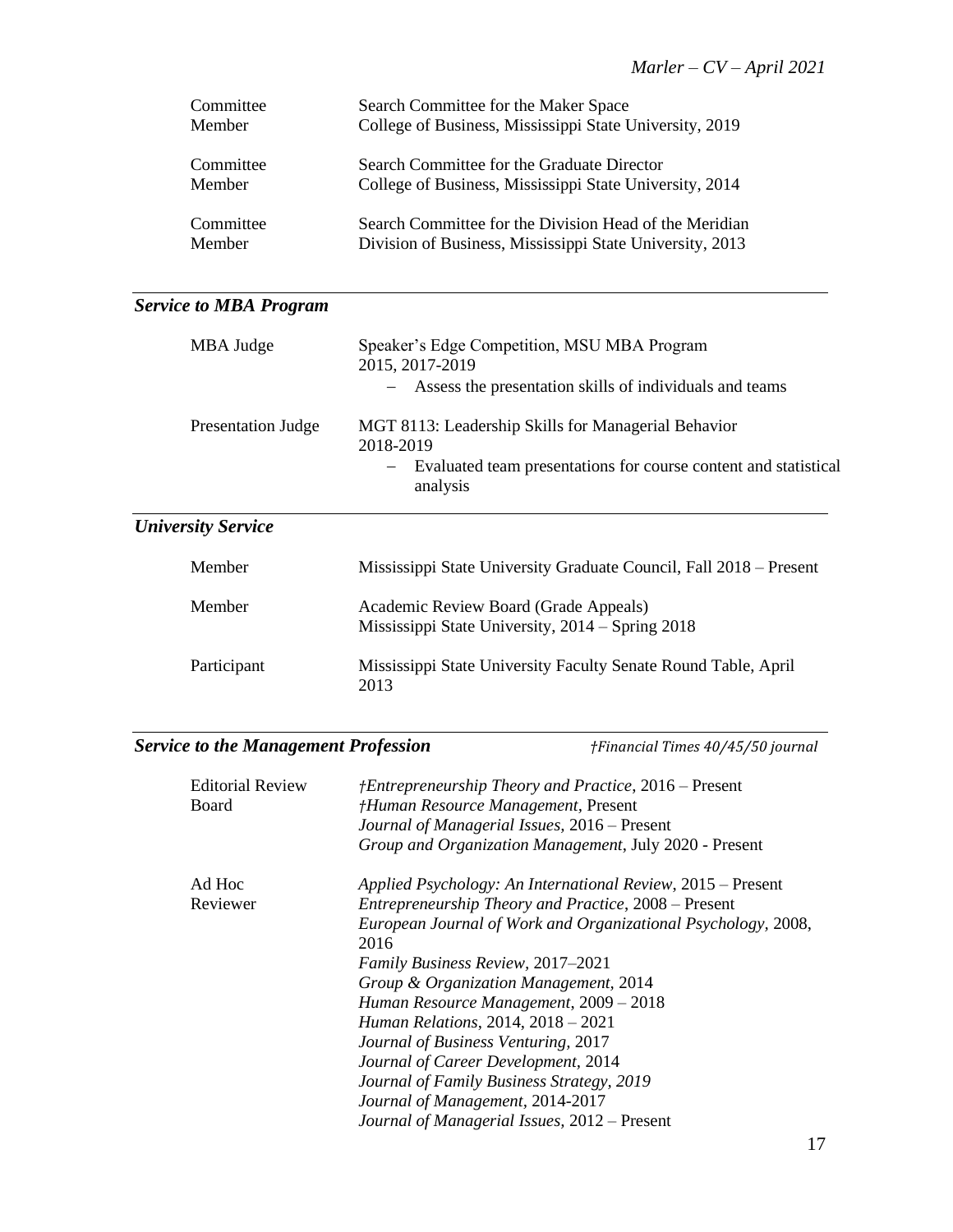| | |
|---|---|
| Committee Member | Search Committee for the Maker Space<br>College of Business, Mississippi State University, 2019 |
| Committee Member | Search Committee for the Graduate Director<br>College of Business, Mississippi State University, 2014 |
| Committee Member | Search Committee for the Division Head of the Meridian<br>Division of Business, Mississippi State University, 2013 |

## *Service to MBA Program*

| | |
|---|---|
| MBA Judge | Speaker's Edge Competition, MSU MBA Program<br>2015, 2017-2019<br>– Assess the presentation skills of individuals and teams |
| Presentation Judge | MGT 8113: Leadership Skills for Managerial Behavior<br>2018-2019<br>– Evaluated team presentations for course content and statistical analysis |

## *University Service*

| | |
|---|---|
| Member | Mississippi State University Graduate Council, Fall 2018 – Present |
| Member | Academic Review Board (Grade Appeals)<br>Mississippi State University, 2014 – Spring 2018 |
| Participant | Mississippi State University Faculty Senate Round Table, April 2013 |

## *Service to the Management Profession*

*†Financial Times 40/45/50 journal*

| | |
|---|---|
| Editorial Review Board | *†Entrepreneurship Theory and Practice*, 2016 – Present<br>*†Human Resource Management,* Present<br>*Journal of Managerial Issues,* 2016 – Present<br>*Group and Organization Management*, July 2020 - Present |
| Ad Hoc Reviewer | *Applied Psychology: An International Review*, 2015 – Present<br>*Entrepreneurship Theory and Practice*, 2008 – Present<br>*European Journal of Work and Organizational Psychology*, 2008, 2016<br>*Family Business Review*, 2017–2021<br>*Group & Organization Management*, 2014<br>*Human Resource Management*, 2009 – 2018<br>*Human Relations*, 2014, 2018 – 2021<br>*Journal of Business Venturing*, 2017<br>*Journal of Career Development*, 2014<br>*Journal of Family Business Strategy, 2019*<br>*Journal of Management*, 2014-2017<br>*Journal of Managerial Issues*, 2012 – Present |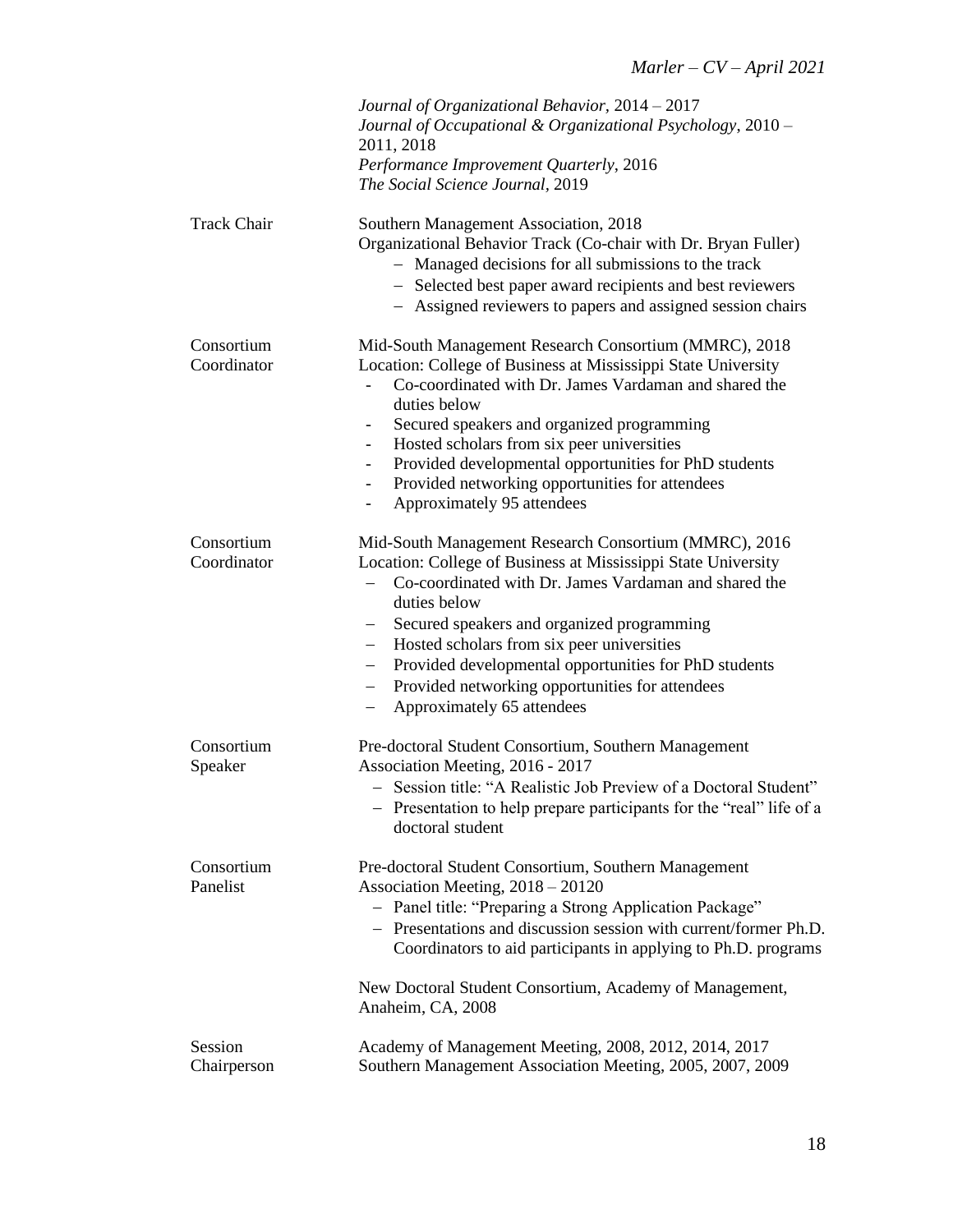| | |
|---|---|
| | *Journal of Organizational Behavior*, 2014 – 2017<br>*Journal of Occupational & Organizational Psychology*, 2010 – 2011, 2018<br>*Performance Improvement Quarterly*, 2016<br>*The Social Science Journal*, 2019 |
| Track Chair | Southern Management Association, 2018<br>Organizational Behavior Track (Co-chair with Dr. Bryan Fuller)<br>– Managed decisions for all submissions to the track<br>– Selected best paper award recipients and best reviewers<br>– Assigned reviewers to papers and assigned session chairs |
| Consortium Coordinator | Mid-South Management Research Consortium (MMRC), 2018<br>Location: College of Business at Mississippi State University<br>- Co-coordinated with Dr. James Vardaman and shared the duties below<br>- Secured speakers and organized programming<br>- Hosted scholars from six peer universities<br>- Provided developmental opportunities for PhD students<br>- Provided networking opportunities for attendees<br>- Approximately 95 attendees |
| Consortium Coordinator | Mid-South Management Research Consortium (MMRC), 2016<br>Location: College of Business at Mississippi State University<br>– Co-coordinated with Dr. James Vardaman and shared the duties below<br>– Secured speakers and organized programming<br>– Hosted scholars from six peer universities<br>– Provided developmental opportunities for PhD students<br>– Provided networking opportunities for attendees<br>– Approximately 65 attendees |
| Consortium Speaker | Pre-doctoral Student Consortium, Southern Management Association Meeting, 2016 - 2017<br>– Session title: "A Realistic Job Preview of a Doctoral Student"<br>– Presentation to help prepare participants for the "real" life of a doctoral student |
| Consortium Panelist | Pre-doctoral Student Consortium, Southern Management Association Meeting, 2018 – 20120<br>– Panel title: "Preparing a Strong Application Package"<br>– Presentations and discussion session with current/former Ph.D. Coordinators to aid participants in applying to Ph.D. programs<br><br>New Doctoral Student Consortium, Academy of Management, Anaheim, CA, 2008 |
| Session Chairperson | Academy of Management Meeting, 2008, 2012, 2014, 2017<br>Southern Management Association Meeting, 2005, 2007, 2009 |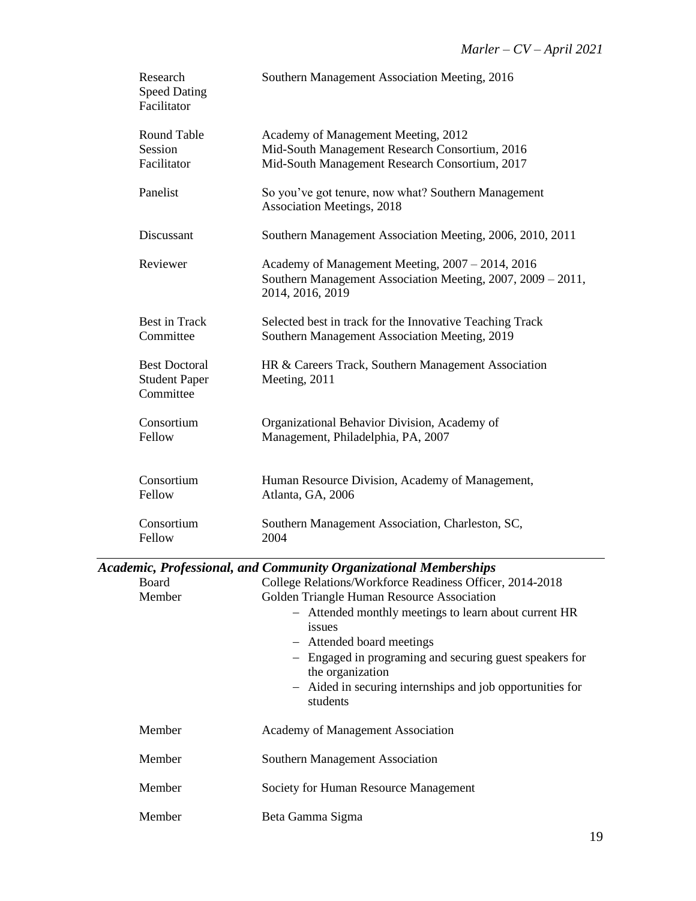| | |
|---|---|
| Research Speed Dating Facilitator | Southern Management Association Meeting, 2016 |
| Round Table Session Facilitator | Academy of Management Meeting, 2012<br>Mid-South Management Research Consortium, 2016<br>Mid-South Management Research Consortium, 2017 |
| Panelist | So you've got tenure, now what? Southern Management Association Meetings, 2018 |
| Discussant | Southern Management Association Meeting, 2006, 2010, 2011 |
| Reviewer | Academy of Management Meeting, 2007 – 2014, 2016<br>Southern Management Association Meeting, 2007, 2009 – 2011, 2014, 2016, 2019 |
| Best in Track Committee | Selected best in track for the Innovative Teaching Track<br>Southern Management Association Meeting, 2019 |
| Best Doctoral Student Paper Committee | HR & Careers Track, Southern Management Association Meeting, 2011 |
| Consortium Fellow | Organizational Behavior Division, Academy of Management, Philadelphia, PA, 2007 |
| Consortium Fellow | Human Resource Division, Academy of Management, Atlanta, GA, 2006 |
| Consortium Fellow | Southern Management Association, Charleston, SC, 2004 |

## ***Academic, Professional, and Community Organizational Memberships***

**Board Member** — College Relations/Workforce Readiness Officer, 2014-2018
Golden Triangle Human Resource Association

- Attended monthly meetings to learn about current HR issues
- Attended board meetings
- Engaged in programing and securing guest speakers for the organization
- Aided in securing internships and job opportunities for students

| | |
|---|---|
| Member | Academy of Management Association |
| Member | Southern Management Association |
| Member | Society for Human Resource Management |
| Member | Beta Gamma Sigma |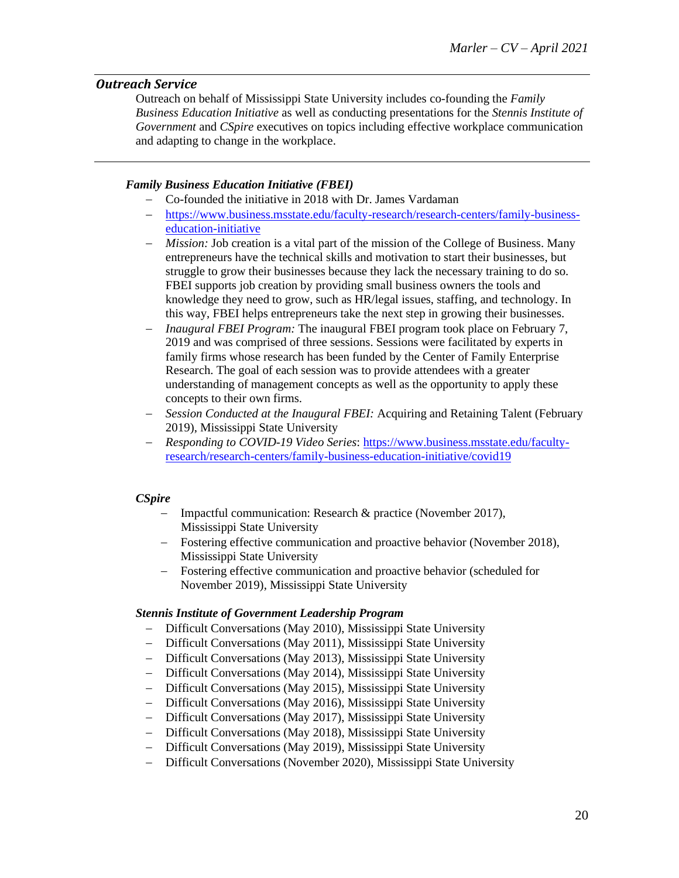## *Outreach Service*

Outreach on behalf of Mississippi State University includes co-founding the *Family Business Education Initiative* as well as conducting presentations for the *Stennis Institute of Government* and *CSpire* executives on topics including effective workplace communication and adapting to change in the workplace.

---

### *Family Business Education Initiative (FBEI)*

- Co-founded the initiative in 2018 with Dr. James Vardaman
- https://www.business.msstate.edu/faculty-research/research-centers/family-business-education-initiative
- *Mission:* Job creation is a vital part of the mission of the College of Business. Many entrepreneurs have the technical skills and motivation to start their businesses, but struggle to grow their businesses because they lack the necessary training to do so. FBEI supports job creation by providing small business owners the tools and knowledge they need to grow, such as HR/legal issues, staffing, and technology. In this way, FBEI helps entrepreneurs take the next step in growing their businesses.
- *Inaugural FBEI Program:* The inaugural FBEI program took place on February 7, 2019 and was comprised of three sessions. Sessions were facilitated by experts in family firms whose research has been funded by the Center of Family Enterprise Research. The goal of each session was to provide attendees with a greater understanding of management concepts as well as the opportunity to apply these concepts to their own firms.
- *Session Conducted at the Inaugural FBEI:* Acquiring and Retaining Talent (February 2019), Mississippi State University
- *Responding to COVID-19 Video Series*: https://www.business.msstate.edu/faculty-research/research-centers/family-business-education-initiative/covid19

### *CSpire*

- Impactful communication: Research & practice (November 2017), Mississippi State University
- Fostering effective communication and proactive behavior (November 2018), Mississippi State University
- Fostering effective communication and proactive behavior (scheduled for November 2019), Mississippi State University

### *Stennis Institute of Government Leadership Program*

- Difficult Conversations (May 2010), Mississippi State University
- Difficult Conversations (May 2011), Mississippi State University
- Difficult Conversations (May 2013), Mississippi State University
- Difficult Conversations (May 2014), Mississippi State University
- Difficult Conversations (May 2015), Mississippi State University
- Difficult Conversations (May 2016), Mississippi State University
- Difficult Conversations (May 2017), Mississippi State University
- Difficult Conversations (May 2018), Mississippi State University
- Difficult Conversations (May 2019), Mississippi State University
- Difficult Conversations (November 2020), Mississippi State University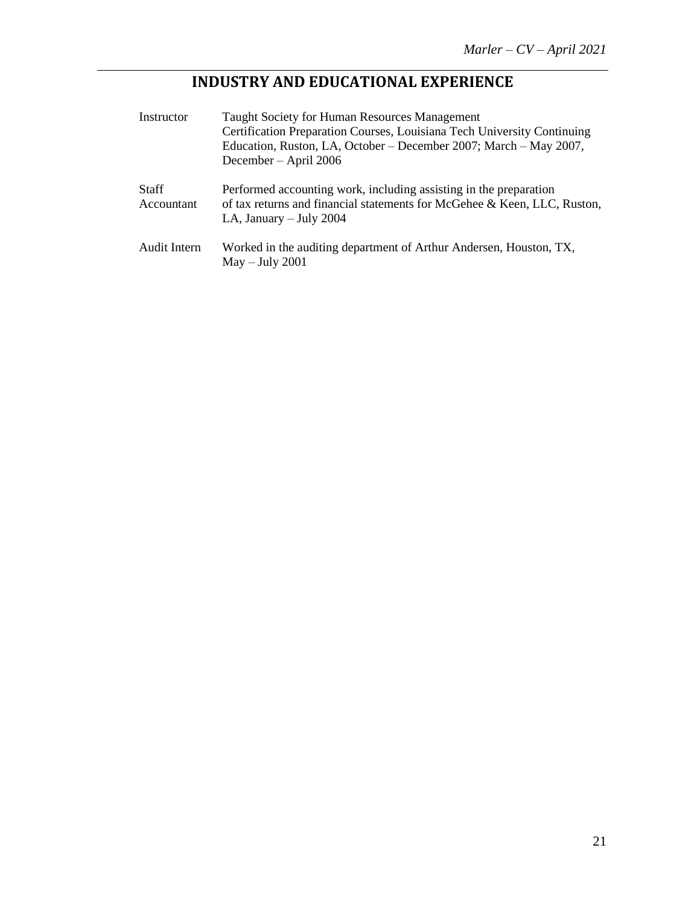## INDUSTRY AND EDUCATIONAL EXPERIENCE

| | |
|---|---|
| Instructor | Taught Society for Human Resources Management Certification Preparation Courses, Louisiana Tech University Continuing Education, Ruston, LA, October – December 2007; March – May 2007, December – April 2006 |
| Staff Accountant | Performed accounting work, including assisting in the preparation of tax returns and financial statements for McGehee & Keen, LLC, Ruston, LA, January – July 2004 |
| Audit Intern | Worked in the auditing department of Arthur Andersen, Houston, TX, May – July 2001 |